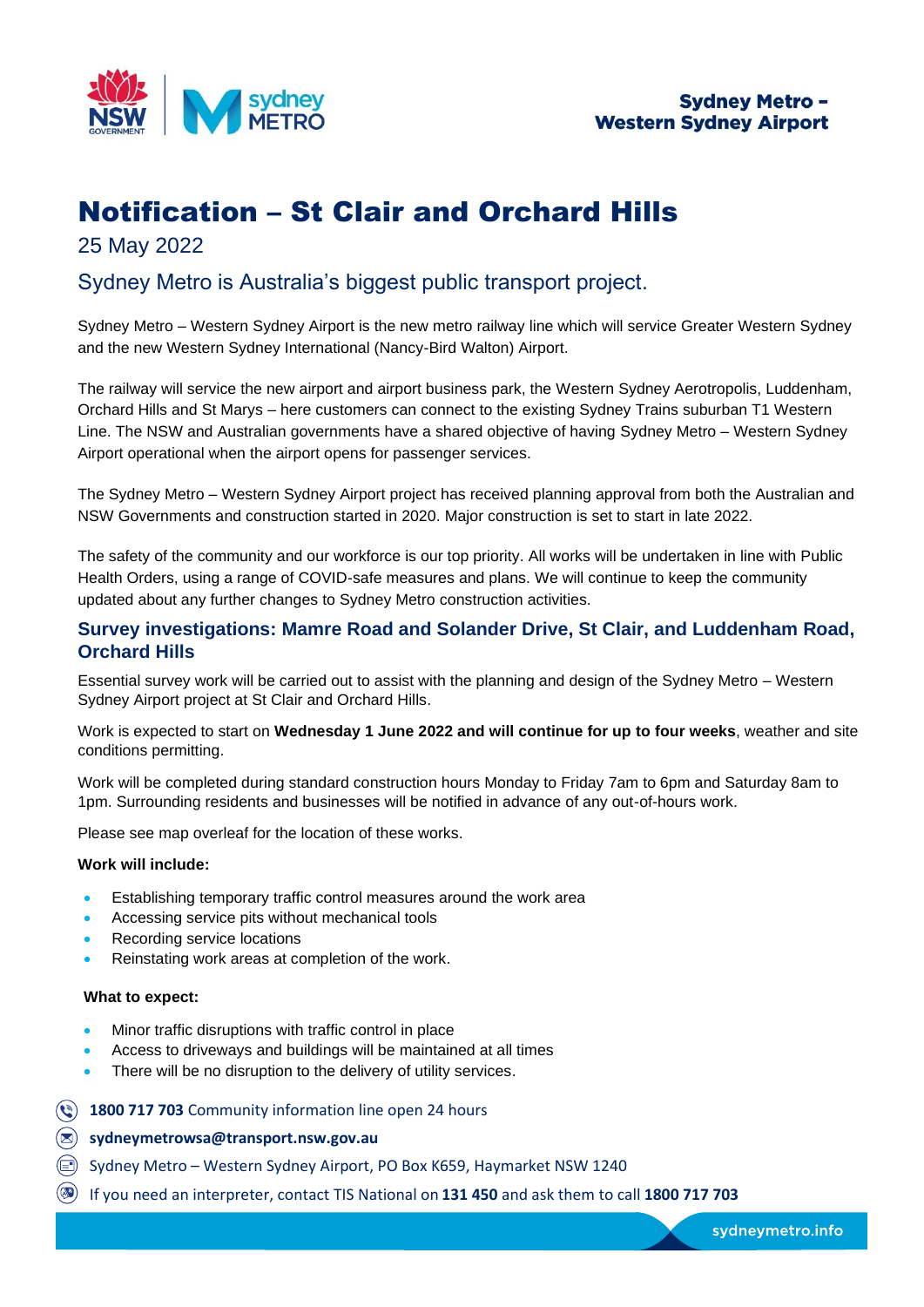**Sydney Metro – Western Sydney Airport**

# Notification – St Clair and Orchard Hills

25 May 2022

## Sydney Metro is Australia's biggest public transport project.

Sydney Metro – Western Sydney Airport is the new metro railway line which will service Greater Western Sydney and the new Western Sydney International (Nancy-Bird Walton) Airport.

The railway will service the new airport and airport business park, the Western Sydney Aerotropolis, Luddenham, Orchard Hills and St Marys – here customers can connect to the existing Sydney Trains suburban T1 Western Line. The NSW and Australian governments have a shared objective of having Sydney Metro – Western Sydney Airport operational when the airport opens for passenger services.

The Sydney Metro – Western Sydney Airport project has received planning approval from both the Australian and NSW Governments and construction started in 2020. Major construction is set to start in late 2022.

The safety of the community and our workforce is our top priority. All works will be undertaken in line with Public Health Orders, using a range of COVID-safe measures and plans. We will continue to keep the community updated about any further changes to Sydney Metro construction activities.

## Survey investigations: Mamre Road and Solander Drive, St Clair, and Luddenham Road, Orchard Hills

Essential survey work will be carried out to assist with the planning and design of the Sydney Metro – Western Sydney Airport project at St Clair and Orchard Hills.

Work is expected to start on **Wednesday 1 June 2022 and will continue for up to four weeks**, weather and site conditions permitting.

Work will be completed during standard construction hours Monday to Friday 7am to 6pm and Saturday 8am to 1pm. Surrounding residents and businesses will be notified in advance of any out-of-hours work.

Please see map overleaf for the location of these works.

**Work will include:**

- Establishing temporary traffic control measures around the work area
- Accessing service pits without mechanical tools
- Recording service locations
- Reinstating work areas at completion of the work.

**What to expect:**

- Minor traffic disruptions with traffic control in place
- Access to driveways and buildings will be maintained at all times
- There will be no disruption to the delivery of utility services.

**1800 717 703** Community information line open 24 hours

**sydneymetrowsa@transport.nsw.gov.au**

Sydney Metro – Western Sydney Airport, PO Box K659, Haymarket NSW 1240

If you need an interpreter, contact TIS National on **131 450** and ask them to call **1800 717 703**

sydneymetro.info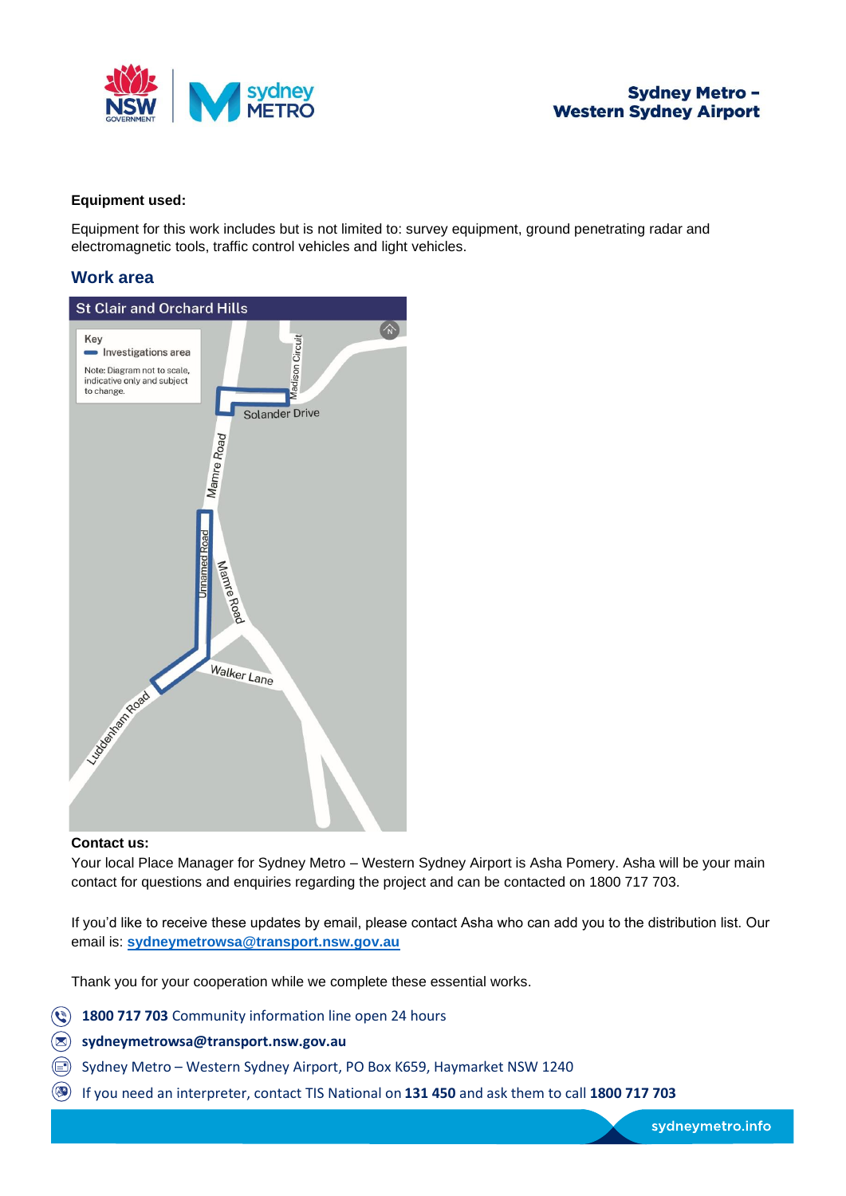**Equipment used:**

Equipment for this work includes but is not limited to: survey equipment, ground penetrating radar and electromagnetic tools, traffic control vehicles and light vehicles.

## Work area

St Clair and Orchard Hills

Key
Investigations area

Note: Diagram not to scale, indicative only and subject to change.

Madison Circuit
Solander Drive
Mamre Road
Unnamed Road
Mamre Road
Walker Lane
Luddenham Road

**Contact us:**

Your local Place Manager for Sydney Metro – Western Sydney Airport is Asha Pomery. Asha will be your main contact for questions and enquiries regarding the project and can be contacted on 1800 717 703.

If you'd like to receive these updates by email, please contact Asha who can add you to the distribution list. Our email is: **sydneymetrowsa@transport.nsw.gov.au**

Thank you for your cooperation while we complete these essential works.

- **1800 717 703** Community information line open 24 hours
- **sydneymetrowsa@transport.nsw.gov.au**
- Sydney Metro – Western Sydney Airport, PO Box K659, Haymarket NSW 1240
- If you need an interpreter, contact TIS National on **131 450** and ask them to call **1800 717 703**

sydneymetro.info